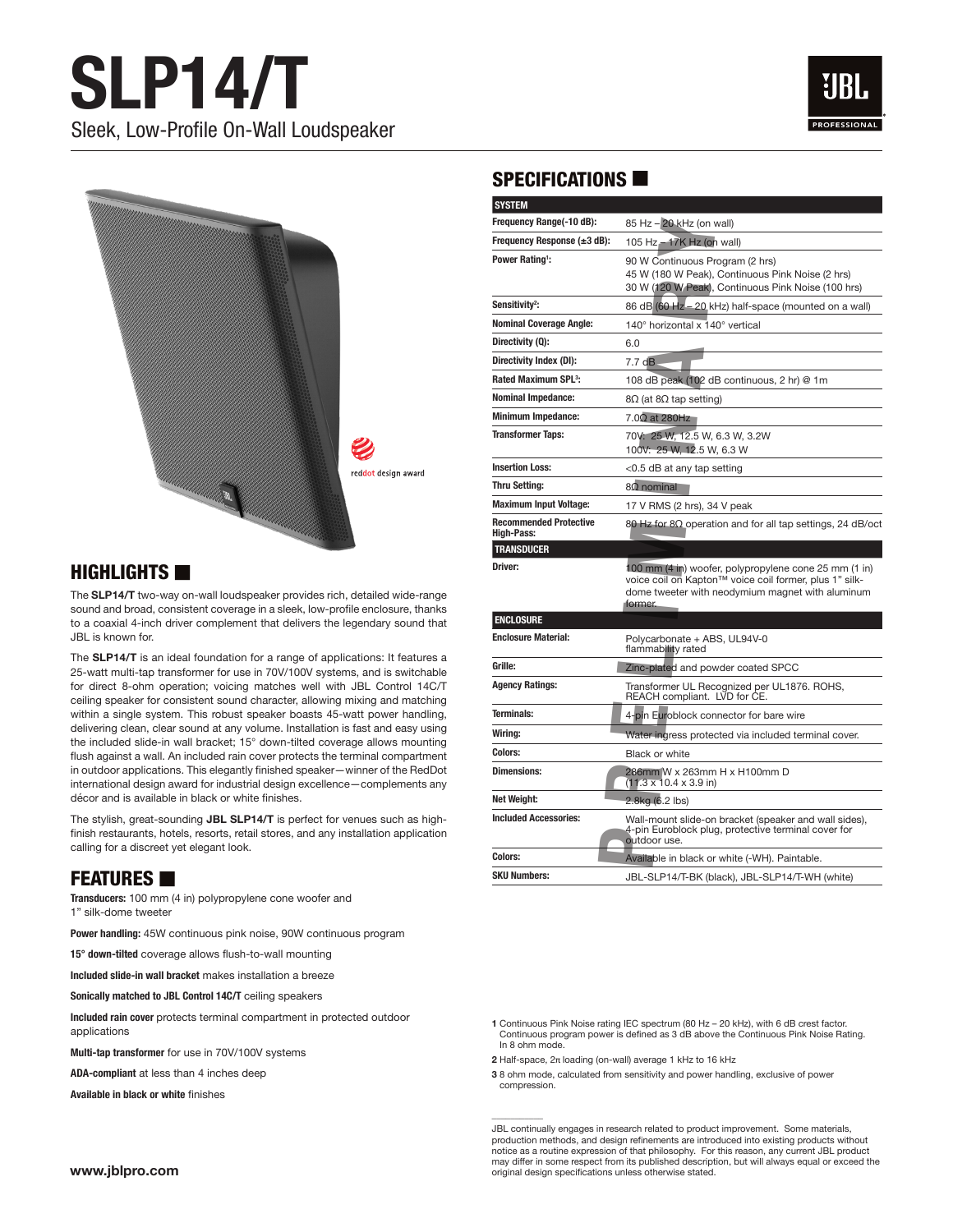# SLP14/T

Sleek, Low-Profile On-Wall Loudspeaker

reddot design award

## HIGHLIGHTS

The **SLP14/T** two-way on-wall loudspeaker provides rich, detailed wide-range sound and broad, consistent coverage in a sleek, low-profile enclosure, thanks to a coaxial 4-inch driver complement that delivers the legendary sound that JBL is known for.

The **SLP14/T** is an ideal foundation for a range of applications: It features a 25-watt multi-tap transformer for use in 70V/100V systems, and is switchable for direct 8-ohm operation; voicing matches well with JBL Control 14C/T ceiling speaker for consistent sound character, allowing mixing and matching within a single system. This robust speaker boasts 45-watt power handling, delivering clean, clear sound at any volume. Installation is fast and easy using the included slide-in wall bracket; 15° down-tilted coverage allows mounting flush against a wall. An included rain cover protects the terminal compartment in outdoor applications. This elegantly finished speaker—winner of the RedDot international design award for industrial design excellence—complements any décor and is available in black or white finishes.

The stylish, great-sounding **JBL SLP14/T** is perfect for venues such as high-finish restaurants, hotels, resorts, retail stores, and any installation application calling for a discreet yet elegant look.

## FEATURES

**Transducers:** 100 mm (4 in) polypropylene cone woofer and 1" silk-dome tweeter

**Power handling:** 45W continuous pink noise, 90W continuous program

**15° down-tilted** coverage allows flush-to-wall mounting

**Included slide-in wall bracket** makes installation a breeze

**Sonically matched to JBL Control 14C/T** ceiling speakers

**Included rain cover** protects terminal compartment in protected outdoor applications

**Multi-tap transformer** for use in 70V/100V systems

**ADA-compliant** at less than 4 inches deep

**Available in black or white** finishes

www.jblpro.com

## SPECIFICATIONS

| **SYSTEM** | |
|---|---|
| **Frequency Range(-10 dB):** | 85 Hz – 20 kHz (on wall) |
| **Frequency Response (±3 dB):** | 105 Hz – 17K Hz (on wall) |
| **Power Rating[1]:** | 90 W Continuous Program (2 hrs)<br>45 W (180 W Peak), Continuous Pink Noise (2 hrs)<br>30 W (120 W Peak), Continuous Pink Noise (100 hrs) |
| **Sensitivity[2]:** | 86 dB (60 Hz – 20 kHz) half-space (mounted on a wall) |
| **Nominal Coverage Angle:** | 140° horizontal x 140° vertical |
| **Directivity (Q):** | 6.0 |
| **Directivity Index (DI):** | 7.7 dB |
| **Rated Maximum SPL[3]:** | 108 dB peak (102 dB continuous, 2 hr) @ 1m |
| **Nominal Impedance:** | 8Ω (at 8Ω tap setting) |
| **Minimum Impedance:** | 7.0Ω at 280Hz |
| **Transformer Taps:** | 70V: 25 W, 12.5 W, 6.3 W, 3.2W<br>100V: 25 W, 12.5 W, 6.3 W |
| **Insertion Loss:** | <0.5 dB at any tap setting |
| **Thru Setting:** | 8Ω nominal |
| **Maximum Input Voltage:** | 17 V RMS (2 hrs), 34 V peak |
| **Recommended Protective High-Pass:** | 80 Hz for 8Ω operation and for all tap settings, 24 dB/oct |
| **TRANSDUCER** | |
| **Driver:** | 100 mm (4 in) woofer, polypropylene cone 25 mm (1 in) voice coil on Kapton™ voice coil former, plus 1" silk-dome tweeter with neodymium magnet with aluminum former. |
| **ENCLOSURE** | |
| **Enclosure Material:** | Polycarbonate + ABS, UL94V-0 flammability rated |
| **Grille:** | Zinc-plated and powder coated SPCC |
| **Agency Ratings:** | Transformer UL Recognized per UL1876. ROHS, REACH compliant. LVD for CE. |
| **Terminals:** | 4-pin Euroblock connector for bare wire |
| **Wiring:** | Water ingress protected via included terminal cover. |
| **Colors:** | Black or white |
| **Dimensions:** | 286mm W x 263mm H x H100mm D (11.3 x 10.4 x 3.9 in) |
| **Net Weight:** | 2.8kg (6.2 lbs) |
| **Included Accessories:** | Wall-mount slide-on bracket (speaker and wall sides), 4-pin Euroblock plug, protective terminal cover for outdoor use. |
| **Colors:** | Available in black or white (-WH). Paintable. |
| **SKU Numbers:** | JBL-SLP14/T-BK (black), JBL-SLP14/T-WH (white) |

**1** Continuous Pink Noise rating IEC spectrum (80 Hz – 20 kHz), with 6 dB crest factor. Continuous program power is defined as 3 dB above the Continuous Pink Noise Rating. In 8 ohm mode.

**2** Half-space, 2π loading (on-wall) average 1 kHz to 16 kHz

**3** 8 ohm mode, calculated from sensitivity and power handling, exclusive of power compression.

JBL continually engages in research related to product improvement. Some materials, production methods, and design refinements are introduced into existing products without notice as a routine expression of that philosophy. For this reason, any current JBL product may differ in some respect from its published description, but will always equal or exceed the original design specifications unless otherwise stated.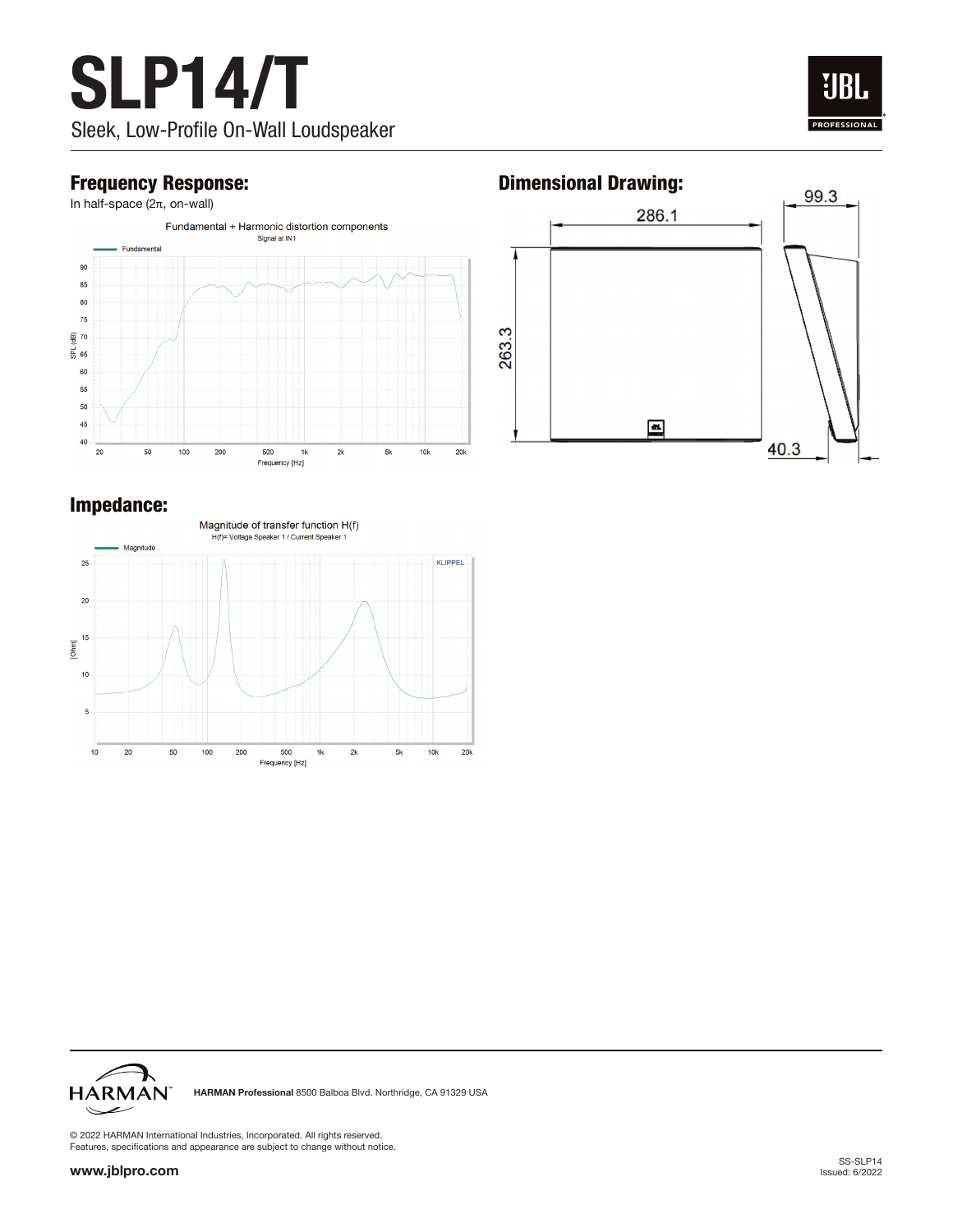# SLP14/T

Sleek, Low-Profile On-Wall Loudspeaker

## Frequency Response:

In half-space (2π, on-wall)

Fundamental + Harmonic distortion components

Signal at IN1

Fundamental

SPL (dB)

90
85
80
75
70
65
60
55
50
45
40

20 50 100 200 500 1k 2k 5k 10k 20k

Frequency [Hz]

## Dimensional Drawing:

99.3

286.1

263.3

40.3

## Impedance:

Magnitude of transfer function H(f)

H(f)= Voltage Speaker 1 / Current Speaker 1

Magnitude

KLIPPEL

[Ohm]

25
20
15
10
5

10 20 50 100 200 500 1k 2k 5k 10k 20k

Frequency [Hz]

---

**HARMAN Professional** 8500 Balboa Blvd. Northridge, CA 91329 USA

© 2022 HARMAN International Industries, Incorporated. All rights reserved.
Features, specifications and appearance are subject to change without notice.

**www.jblpro.com**

SS-SLP14
Issued: 6/2022